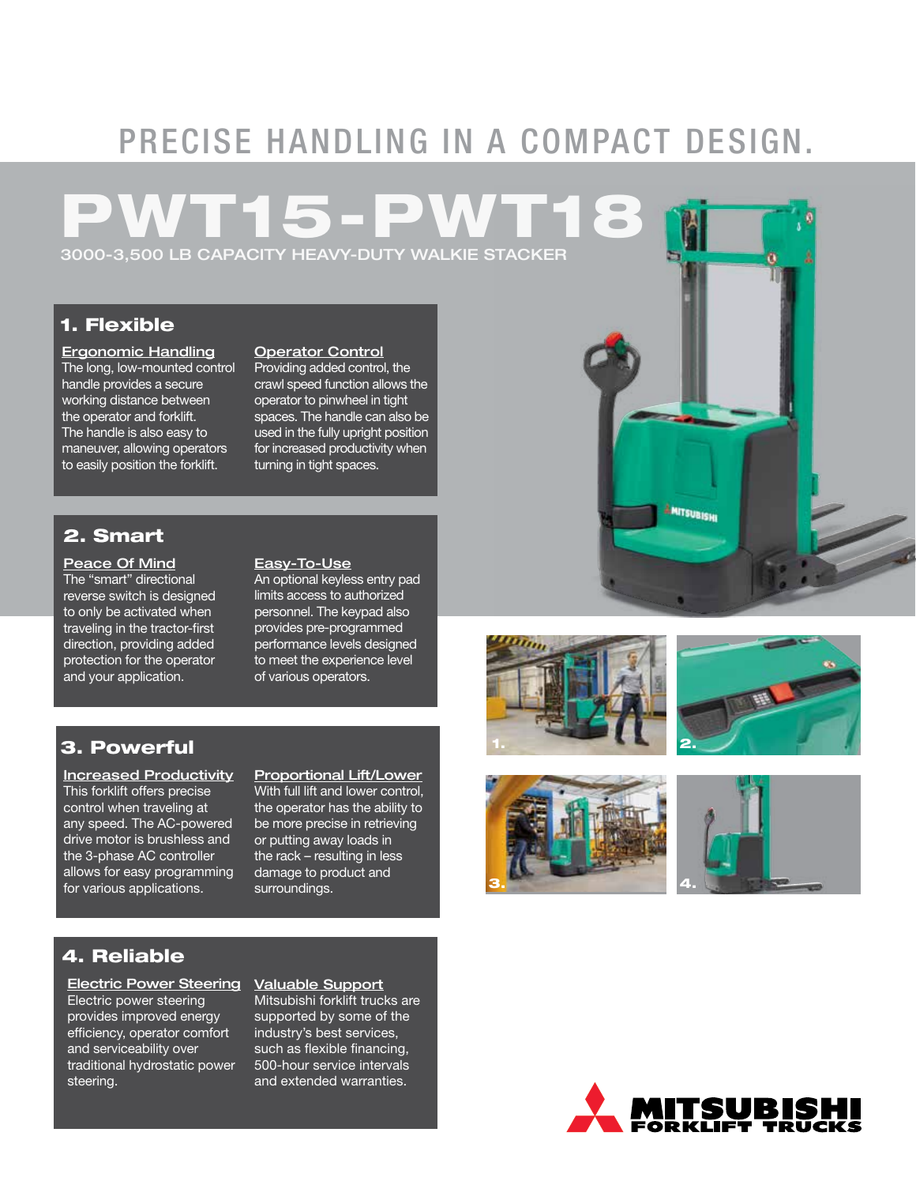# PRECISE HANDLING IN A COMPACT DESIGN.

# PWT15-PWT18

3000-3,500 LB CAPACITY HEAVY-DUTY WALKIE STACKER

## 1. Flexible

**Ergonomic Handling**
The long, low-mounted control handle provides a secure working distance between the operator and forklift. The handle is also easy to maneuver, allowing operators to easily position the forklift.

**Operator Control**
Providing added control, the crawl speed function allows the operator to pinwheel in tight spaces. The handle can also be used in the fully upright position for increased productivity when turning in tight spaces.

## 2. Smart

**Peace Of Mind**
The "smart" directional reverse switch is designed to only be activated when traveling in the tractor-first direction, providing added protection for the operator and your application.

**Easy-To-Use**
An optional keyless entry pad limits access to authorized personnel. The keypad also provides pre-programmed performance levels designed to meet the experience level of various operators.

## 3. Powerful

**Increased Productivity**
This forklift offers precise control when traveling at any speed. The AC-powered drive motor is brushless and the 3-phase AC controller allows for easy programming for various applications.

**Proportional Lift/Lower**
With full lift and lower control, the operator has the ability to be more precise in retrieving or putting away loads in the rack – resulting in less damage to product and surroundings.

## 4. Reliable

**Electric Power Steering**
Electric power steering provides improved energy efficiency, operator comfort and serviceability over traditional hydrostatic power steering.

**Valuable Support**
Mitsubishi forklift trucks are supported by some of the industry's best services, such as flexible financing, 500-hour service intervals and extended warranties.

MITSUBISHI FORKLIFT TRUCKS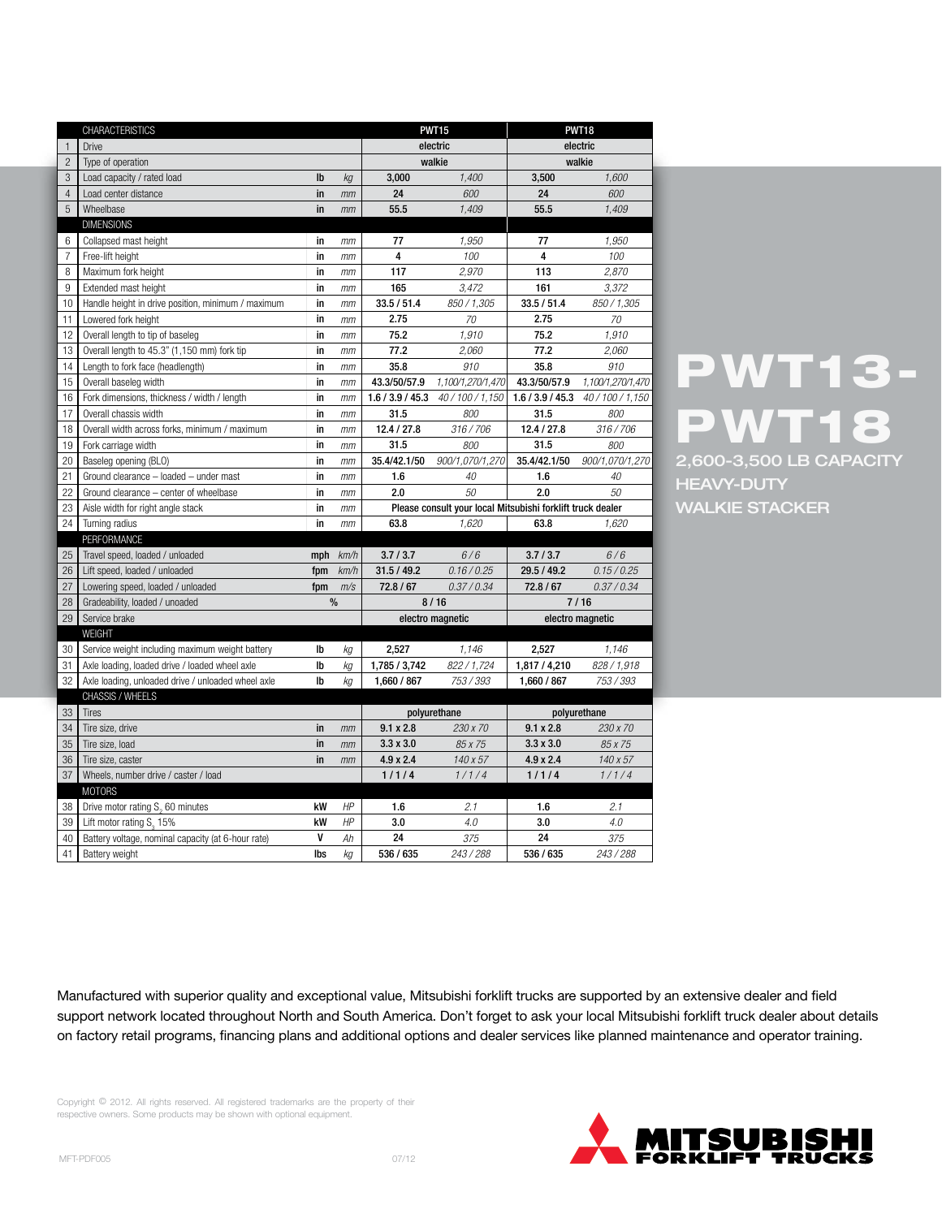| | CHARACTERISTICS | | | PWT15 | | PWT18 | |
|---|---|---|---|---|---|---|---|
| 1 | Drive | | | electric | | electric | |
| 2 | Type of operation | | | walkie | | walkie | |
| 3 | Load capacity / rated load | lb | kg | 3,000 | 1,400 | 3,500 | 1,600 |
| 4 | Load center distance | in | mm | 24 | 600 | 24 | 600 |
| 5 | Wheelbase | in | mm | 55.5 | 1,409 | 55.5 | 1,409 |
| | DIMENSIONS | | | | | | |
| 6 | Collapsed mast height | in | mm | 77 | 1,950 | 77 | 1,950 |
| 7 | Free-lift height | in | mm | 4 | 100 | 4 | 100 |
| 8 | Maximum fork height | in | mm | 117 | 2,970 | 113 | 2,870 |
| 9 | Extended mast height | in | mm | 165 | 3,472 | 161 | 3,372 |
| 10 | Handle height in drive position, minimum / maximum | in | mm | 33.5 / 51.4 | 850 / 1,305 | 33.5 / 51.4 | 850 / 1,305 |
| 11 | Lowered fork height | in | mm | 2.75 | 70 | 2.75 | 70 |
| 12 | Overall length to tip of baseleg | in | mm | 75.2 | 1,910 | 75.2 | 1,910 |
| 13 | Overall length to 45.3" (1,150 mm) fork tip | in | mm | 77.2 | 2,060 | 77.2 | 2,060 |
| 14 | Length to fork face (headlength) | in | mm | 35.8 | 910 | 35.8 | 910 |
| 15 | Overall baseleg width | in | mm | 43.3/50/57.9 | 1,100/1,270/1,470 | 43.3/50/57.9 | 1,100/1,270/1,470 |
| 16 | Fork dimensions, thickness / width / length | in | mm | 1.6 / 3.9 / 45.3 | 40 / 100 / 1,150 | 1.6 / 3.9 / 45.3 | 40 / 100 / 1,150 |
| 17 | Overall chassis width | in | mm | 31.5 | 800 | 31.5 | 800 |
| 18 | Overall width across forks, minimum / maximum | in | mm | 12.4 / 27.8 | 316 / 706 | 12.4 / 27.8 | 316 / 706 |
| 19 | Fork carriage width | in | mm | 31.5 | 800 | 31.5 | 800 |
| 20 | Baseleg opening (BLO) | in | mm | 35.4/42.1/50 | 900/1,070/1,270 | 35.4/42.1/50 | 900/1,070/1,270 |
| 21 | Ground clearance – loaded – under mast | in | mm | 1.6 | 40 | 1.6 | 40 |
| 22 | Ground clearance – center of wheelbase | in | mm | 2.0 | 50 | 2.0 | 50 |
| 23 | Aisle width for right angle stack | in | mm | Please consult your local Mitsubishi forklift truck dealer | | | |
| 24 | Turning radius | in | mm | 63.8 | 1,620 | 63.8 | 1,620 |
| | PERFORMANCE | | | | | | |
| 25 | Travel speed, loaded / unloaded | mph | km/h | 3.7 / 3.7 | 6 / 6 | 3.7 / 3.7 | 6 / 6 |
| 26 | Lift speed, loaded / unloaded | fpm | km/h | 31.5 / 49.2 | 0.16 / 0.25 | 29.5 / 49.2 | 0.15 / 0.25 |
| 27 | Lowering speed, loaded / unloaded | fpm | m/s | 72.8 / 67 | 0.37 / 0.34 | 72.8 / 67 | 0.37 / 0.34 |
| 28 | Gradeability, loaded / unoaded | % | | 8 / 16 | | 7 / 16 | |
| 29 | Service brake | | | electro magnetic | | electro magnetic | |
| | WEIGHT | | | | | | |
| 30 | Service weight including maximum weight battery | lb | kg | 2,527 | 1,146 | 2,527 | 1,146 |
| 31 | Axle loading, loaded drive / loaded wheel axle | lb | kg | 1,785 / 3,742 | 822 / 1,724 | 1,817 / 4,210 | 828 / 1,918 |
| 32 | Axle loading, unloaded drive / unloaded wheel axle | lb | kg | 1,660 / 867 | 753 / 393 | 1,660 / 867 | 753 / 393 |
| | CHASSIS / WHEELS | | | | | | |
| 33 | Tires | | | polyurethane | | polyurethane | |
| 34 | Tire size, drive | in | mm | 9.1 x 2.8 | 230 x 70 | 9.1 x 2.8 | 230 x 70 |
| 35 | Tire size, load | in | mm | 3.3 x 3.0 | 85 x 75 | 3.3 x 3.0 | 85 x 75 |
| 36 | Tire size, caster | in | mm | 4.9 x 2.4 | 140 x 57 | 4.9 x 2.4 | 140 x 57 |
| 37 | Wheels, number drive / caster / load | | | 1 / 1 / 4 | 1 / 1 / 4 | 1 / 1 / 4 | 1 / 1 / 4 |
| | MOTORS | | | | | | |
| 38 | Drive motor rating $S_2$ 60 minutes | kW | HP | 1.6 | 2.1 | 1.6 | 2.1 |
| 39 | Lift motor rating $S_3$ 15% | kW | HP | 3.0 | 4.0 | 3.0 | 4.0 |
| 40 | Battery voltage, nominal capacity (at 6-hour rate) | V | Ah | 24 | 375 | 24 | 375 |
| 41 | Battery weight | lbs | kg | 536 / 635 | 243 / 288 | 536 / 635 | 243 / 288 |

# PWT13-PWT18

## 2,600-3,500 LB CAPACITY HEAVY-DUTY WALKIE STACKER

Manufactured with superior quality and exceptional value, Mitsubishi forklift trucks are supported by an extensive dealer and field support network located throughout North and South America. Don't forget to ask your local Mitsubishi forklift truck dealer about details on factory retail programs, financing plans and additional options and dealer services like planned maintenance and operator training.

Copyright © 2012. All rights reserved. All registered trademarks are the property of their respective owners. Some products may be shown with optional equipment.

MFT-PDF005 07/12

MITSUBISHI FORKLIFT TRUCKS